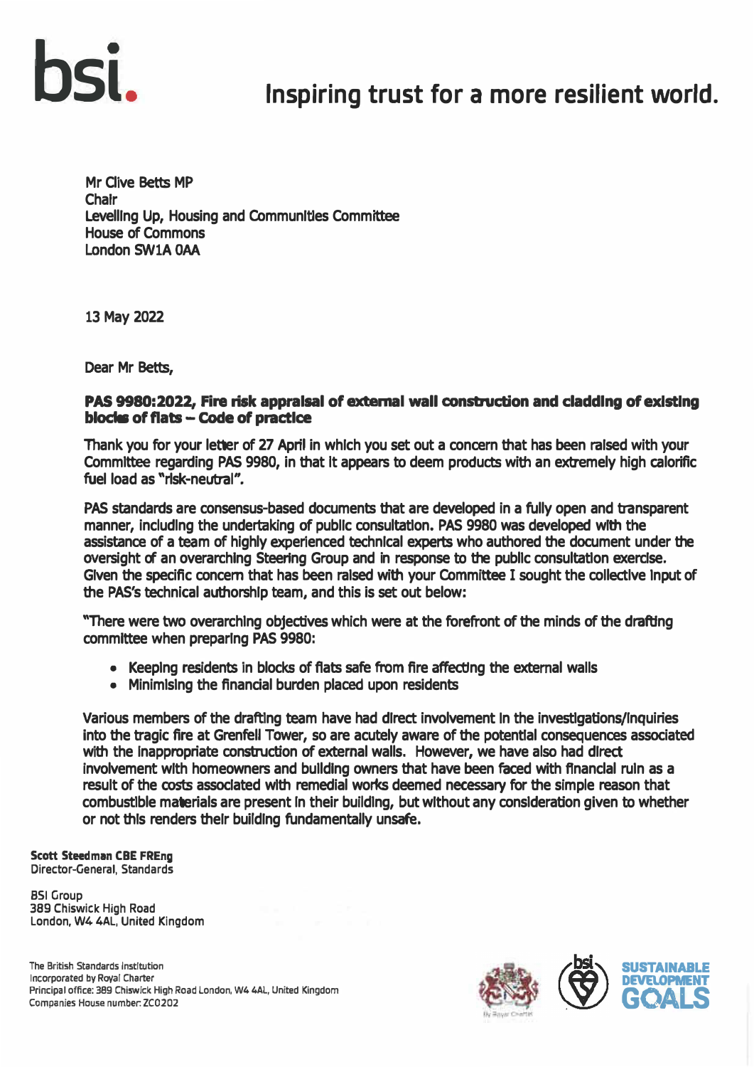**bsi.** Inspiring trust for a more resilient world.

Mr Clive Betts MP
Chair
Levelling Up, Housing and Communities Committee
House of Commons
London SW1A 0AA

13 May 2022

Dear Mr Betts,

**PAS 9980:2022, Fire risk appraisal of external wall construction and cladding of existing blocks of flats – Code of practice**

Thank you for your letter of 27 April in which you set out a concern that has been raised with your Committee regarding PAS 9980, in that it appears to deem products with an extremely high calorific fuel load as "risk-neutral".

PAS standards are consensus-based documents that are developed in a fully open and transparent manner, including the undertaking of public consultation. PAS 9980 was developed with the assistance of a team of highly experienced technical experts who authored the document under the oversight of an overarching Steering Group and in response to the public consultation exercise. Given the specific concern that has been raised with your Committee I sought the collective input of the PAS's technical authorship team, and this is set out below:

"There were two overarching objectives which were at the forefront of the minds of the drafting committee when preparing PAS 9980:

- Keeping residents in blocks of flats safe from fire affecting the external walls
- Minimising the financial burden placed upon residents

Various members of the drafting team have had direct involvement in the investigations/inquiries into the tragic fire at Grenfell Tower, so are acutely aware of the potential consequences associated with the inappropriate construction of external walls. However, we have also had direct involvement with homeowners and building owners that have been faced with financial ruin as a result of the costs associated with remedial works deemed necessary for the simple reason that combustible materials are present in their building, but without any consideration given to whether or not this renders their building fundamentally unsafe.

**Scott Steedman CBE FREng**
Director-General, Standards

BSI Group
389 Chiswick High Road
London, W4 4AL, United Kingdom

The British Standards Institution
Incorporated by Royal Charter
Principal office: 389 Chiswick High Road London, W4 4AL, United Kingdom
Companies House number: ZC0202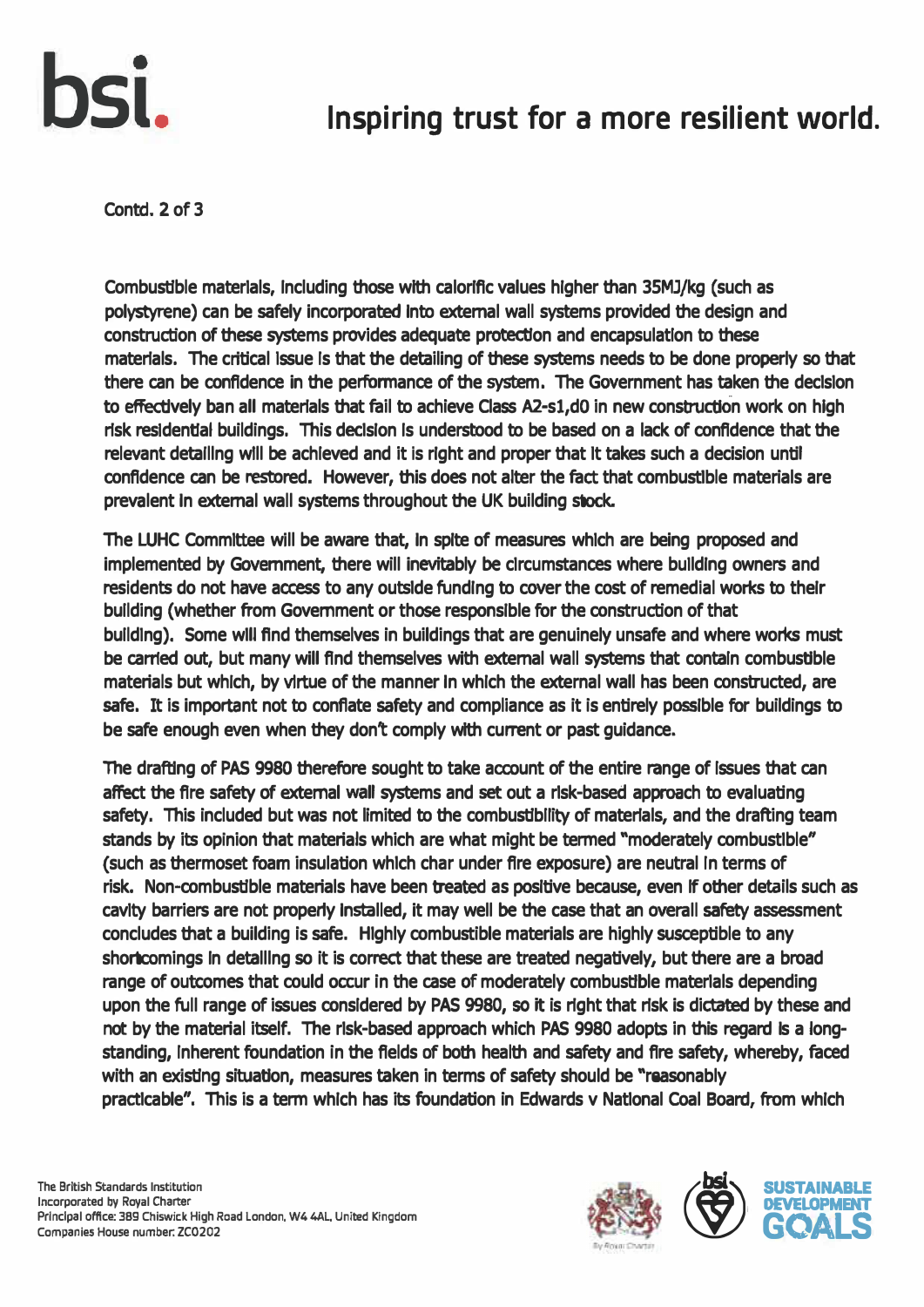Contd. 2 of 3

Combustible materials, including those with calorific values higher than 35MJ/kg (such as polystyrene) can be safely incorporated into external wall systems provided the design and construction of these systems provides adequate protection and encapsulation to these materials. The critical issue is that the detailing of these systems needs to be done properly so that there can be confidence in the performance of the system. The Government has taken the decision to effectively ban all materials that fail to achieve Class A2-s1,d0 in new construction work on high risk residential buildings. This decision is understood to be based on a lack of confidence that the relevant detailing will be achieved and it is right and proper that it takes such a decision until confidence can be restored. However, this does not alter the fact that combustible materials are prevalent in external wall systems throughout the UK building stock.

The LUHC Committee will be aware that, in spite of measures which are being proposed and implemented by Government, there will inevitably be circumstances where building owners and residents do not have access to any outside funding to cover the cost of remedial works to their building (whether from Government or those responsible for the construction of that building). Some will find themselves in buildings that are genuinely unsafe and where works must be carried out, but many will find themselves with external wall systems that contain combustible materials but which, by virtue of the manner in which the external wall has been constructed, are safe. It is important not to conflate safety and compliance as it is entirely possible for buildings to be safe enough even when they don't comply with current or past guidance.

The drafting of PAS 9980 therefore sought to take account of the entire range of issues that can affect the fire safety of external wall systems and set out a risk-based approach to evaluating safety. This included but was not limited to the combustibility of materials, and the drafting team stands by its opinion that materials which are what might be termed "moderately combustible" (such as thermoset foam insulation which char under fire exposure) are neutral in terms of risk. Non-combustible materials have been treated as positive because, even if other details such as cavity barriers are not properly installed, it may well be the case that an overall safety assessment concludes that a building is safe. Highly combustible materials are highly susceptible to any shortcomings in detailing so it is correct that these are treated negatively, but there are a broad range of outcomes that could occur in the case of moderately combustible materials depending upon the full range of issues considered by PAS 9980, so it is right that risk is dictated by these and not by the material itself. The risk-based approach which PAS 9980 adopts in this regard is a long-standing, inherent foundation in the fields of both health and safety and fire safety, whereby, faced with an existing situation, measures taken in terms of safety should be "reasonably practicable". This is a term which has its foundation in Edwards v National Coal Board, from which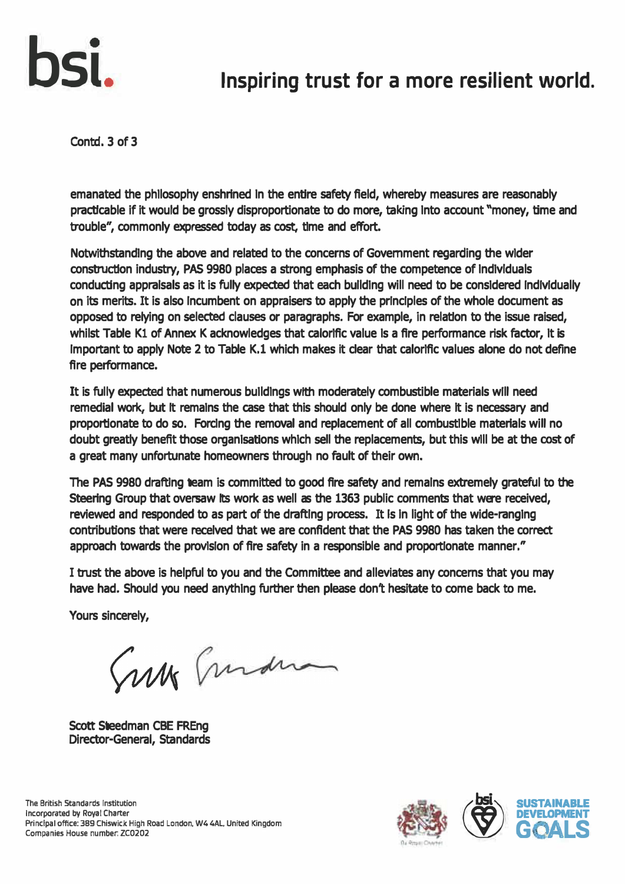Contd. 3 of 3

emanated the philosophy enshrined in the entire safety field, whereby measures are reasonably practicable if it would be grossly disproportionate to do more, taking into account "money, time and trouble", commonly expressed today as cost, time and effort.

Notwithstanding the above and related to the concerns of Government regarding the wider construction industry, PAS 9980 places a strong emphasis of the competence of individuals conducting appraisals as it is fully expected that each building will need to be considered individually on its merits. It is also incumbent on appraisers to apply the principles of the whole document as opposed to relying on selected clauses or paragraphs. For example, in relation to the issue raised, whilst Table K1 of Annex K acknowledges that calorific value is a fire performance risk factor, it is important to apply Note 2 to Table K.1 which makes it clear that calorific values alone do not define fire performance.

It is fully expected that numerous buildings with moderately combustible materials will need remedial work, but it remains the case that this should only be done where it is necessary and proportionate to do so. Forcing the removal and replacement of all combustible materials will no doubt greatly benefit those organisations which sell the replacements, but this will be at the cost of a great many unfortunate homeowners through no fault of their own.

The PAS 9980 drafting team is committed to good fire safety and remains extremely grateful to the Steering Group that oversaw its work as well as the 1363 public comments that were received, reviewed and responded to as part of the drafting process. It is in light of the wide-ranging contributions that were received that we are confident that the PAS 9980 has taken the correct approach towards the provision of fire safety in a responsible and proportionate manner."

I trust the above is helpful to you and the Committee and alleviates any concerns that you may have had. Should you need anything further then please don't hesitate to come back to me.

Yours sincerely,

Scott Steedman CBE FREng
Director-General, Standards

The British Standards Institution
Incorporated by Royal Charter
Principal office: 389 Chiswick High Road London, W4 4AL, United Kingdom
Companies House number: ZC0202